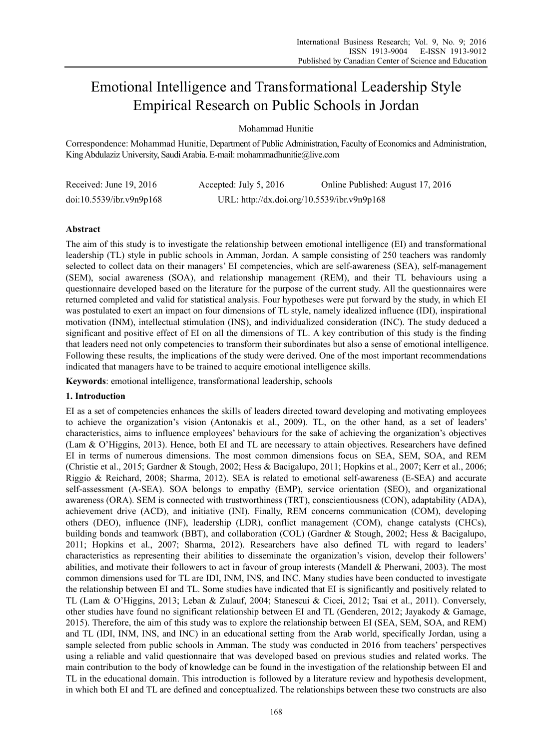# Emotional Intelligence and Transformational Leadership Style Empirical Research on Public Schools in Jordan

Mohammad Hunitie

Correspondence: Mohammad Hunitie, Department of Public Administration, Faculty of Economics and Administration, King Abdulaziz University, Saudi Arabia. E-mail: mohammadhunitie@live.com

Received: June 19, 2016 Accepted: July 5, 2016 Online Published: August 17, 2016

doi:10.5539/ibr.v9n9p168 URL: http://dx.doi.org/10.5539/ibr.v9n9p168

## Abstract

The aim of this study is to investigate the relationship between emotional intelligence (EI) and transformational leadership (TL) style in public schools in Amman, Jordan. A sample consisting of 250 teachers was randomly selected to collect data on their managers' EI competencies, which are self-awareness (SEA), self-management (SEM), social awareness (SOA), and relationship management (REM), and their TL behaviours using a questionnaire developed based on the literature for the purpose of the current study. All the questionnaires were returned completed and valid for statistical analysis. Four hypotheses were put forward by the study, in which EI was postulated to exert an impact on four dimensions of TL style, namely idealized influence (IDI), inspirational motivation (INM), intellectual stimulation (INS), and individualized consideration (INC). The study deduced a significant and positive effect of EI on all the dimensions of TL. A key contribution of this study is the finding that leaders need not only competencies to transform their subordinates but also a sense of emotional intelligence. Following these results, the implications of the study were derived. One of the most important recommendations indicated that managers have to be trained to acquire emotional intelligence skills.

**Keywords**: emotional intelligence, transformational leadership, schools

## 1. Introduction

EI as a set of competencies enhances the skills of leaders directed toward developing and motivating employees to achieve the organization's vision (Antonakis et al., 2009). TL, on the other hand, as a set of leaders' characteristics, aims to influence employees' behaviours for the sake of achieving the organization's objectives (Lam & O'Higgins, 2013). Hence, both EI and TL are necessary to attain objectives. Researchers have defined EI in terms of numerous dimensions. The most common dimensions focus on SEA, SEM, SOA, and REM (Christie et al., 2015; Gardner & Stough, 2002; Hess & Bacigalupo, 2011; Hopkins et al., 2007; Kerr et al., 2006; Riggio & Reichard, 2008; Sharma, 2012). SEA is related to emotional self-awareness (E-SEA) and accurate self-assessment (A-SEA). SOA belongs to empathy (EMP), service orientation (SEO), and organizational awareness (ORA). SEM is connected with trustworthiness (TRT), conscientiousness (CON), adaptability (ADA), achievement drive (ACD), and initiative (INI). Finally, REM concerns communication (COM), developing others (DEO), influence (INF), leadership (LDR), conflict management (COM), change catalysts (CHCs), building bonds and teamwork (BBT), and collaboration (COL) (Gardner & Stough, 2002; Hess & Bacigalupo, 2011; Hopkins et al., 2007; Sharma, 2012). Researchers have also defined TL with regard to leaders' characteristics as representing their abilities to disseminate the organization's vision, develop their followers' abilities, and motivate their followers to act in favour of group interests (Mandell & Pherwani, 2003). The most common dimensions used for TL are IDI, INM, INS, and INC. Many studies have been conducted to investigate the relationship between EI and TL. Some studies have indicated that EI is significantly and positively related to TL (Lam & O'Higgins, 2013; Leban & Zulauf, 2004; Stanescui & Cicei, 2012; Tsai et al., 2011). Conversely, other studies have found no significant relationship between EI and TL (Genderen, 2012; Jayakody & Gamage, 2015). Therefore, the aim of this study was to explore the relationship between EI (SEA, SEM, SOA, and REM) and TL (IDI, INM, INS, and INC) in an educational setting from the Arab world, specifically Jordan, using a sample selected from public schools in Amman. The study was conducted in 2016 from teachers' perspectives using a reliable and valid questionnaire that was developed based on previous studies and related works. The main contribution to the body of knowledge can be found in the investigation of the relationship between EI and TL in the educational domain. This introduction is followed by a literature review and hypothesis development, in which both EI and TL are defined and conceptualized. The relationships between these two constructs are also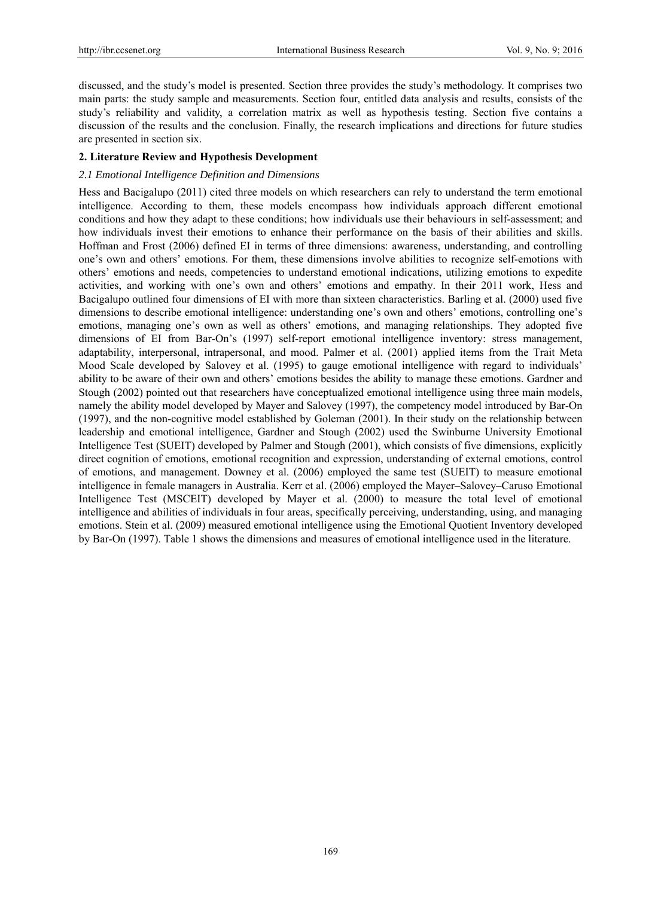discussed, and the study's model is presented. Section three provides the study's methodology. It comprises two main parts: the study sample and measurements. Section four, entitled data analysis and results, consists of the study's reliability and validity, a correlation matrix as well as hypothesis testing. Section five contains a discussion of the results and the conclusion. Finally, the research implications and directions for future studies are presented in section six.

## 2. Literature Review and Hypothesis Development

### *2.1 Emotional Intelligence Definition and Dimensions*

Hess and Bacigalupo (2011) cited three models on which researchers can rely to understand the term emotional intelligence. According to them, these models encompass how individuals approach different emotional conditions and how they adapt to these conditions; how individuals use their behaviours in self-assessment; and how individuals invest their emotions to enhance their performance on the basis of their abilities and skills. Hoffman and Frost (2006) defined EI in terms of three dimensions: awareness, understanding, and controlling one's own and others' emotions. For them, these dimensions involve abilities to recognize self-emotions with others' emotions and needs, competencies to understand emotional indications, utilizing emotions to expedite activities, and working with one's own and others' emotions and empathy. In their 2011 work, Hess and Bacigalupo outlined four dimensions of EI with more than sixteen characteristics. Barling et al. (2000) used five dimensions to describe emotional intelligence: understanding one's own and others' emotions, controlling one's emotions, managing one's own as well as others' emotions, and managing relationships. They adopted five dimensions of EI from Bar-On's (1997) self-report emotional intelligence inventory: stress management, adaptability, interpersonal, intrapersonal, and mood. Palmer et al. (2001) applied items from the Trait Meta Mood Scale developed by Salovey et al. (1995) to gauge emotional intelligence with regard to individuals' ability to be aware of their own and others' emotions besides the ability to manage these emotions. Gardner and Stough (2002) pointed out that researchers have conceptualized emotional intelligence using three main models, namely the ability model developed by Mayer and Salovey (1997), the competency model introduced by Bar-On (1997), and the non-cognitive model established by Goleman (2001). In their study on the relationship between leadership and emotional intelligence, Gardner and Stough (2002) used the Swinburne University Emotional Intelligence Test (SUEIT) developed by Palmer and Stough (2001), which consists of five dimensions, explicitly direct cognition of emotions, emotional recognition and expression, understanding of external emotions, control of emotions, and management. Downey et al. (2006) employed the same test (SUEIT) to measure emotional intelligence in female managers in Australia. Kerr et al. (2006) employed the Mayer–Salovey–Caruso Emotional Intelligence Test (MSCEIT) developed by Mayer et al. (2000) to measure the total level of emotional intelligence and abilities of individuals in four areas, specifically perceiving, understanding, using, and managing emotions. Stein et al. (2009) measured emotional intelligence using the Emotional Quotient Inventory developed by Bar-On (1997). Table 1 shows the dimensions and measures of emotional intelligence used in the literature.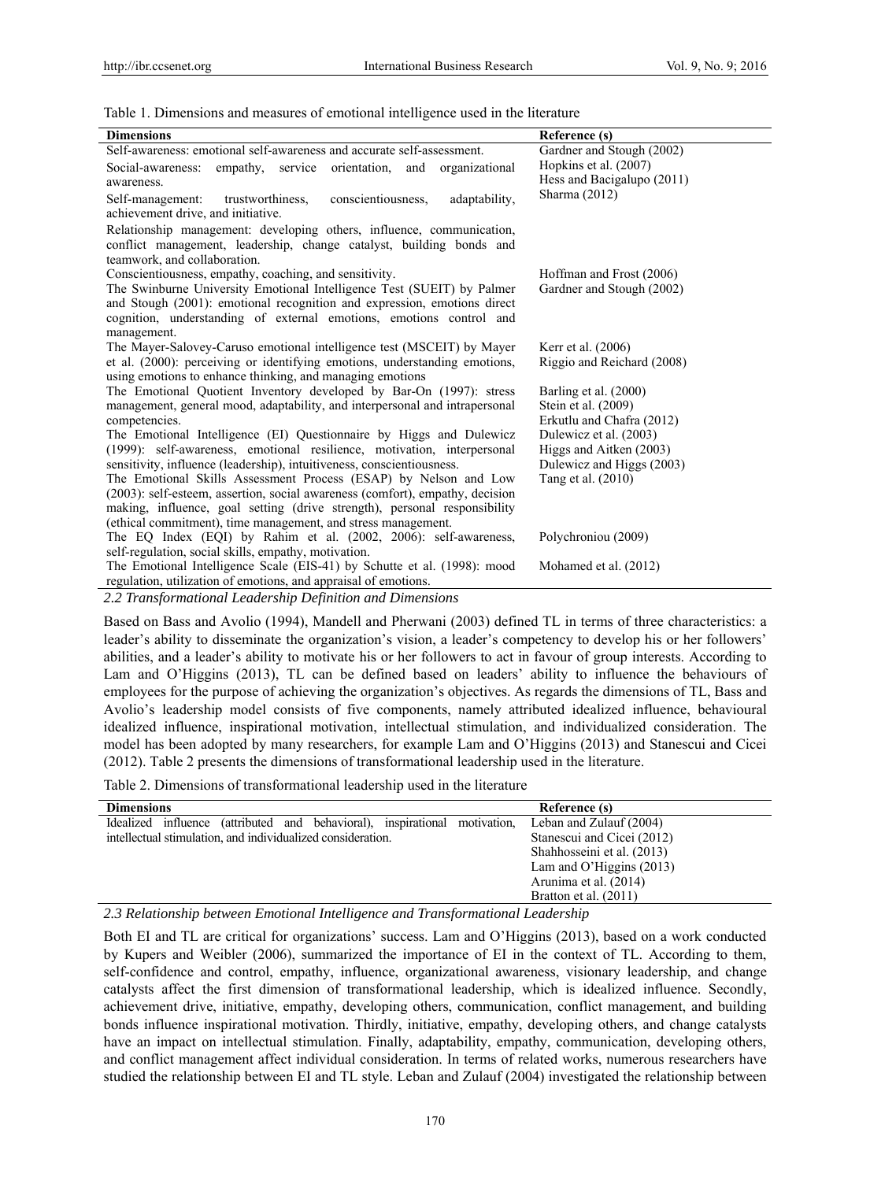Table 1. Dimensions and measures of emotional intelligence used in the literature

| Dimensions | Reference (s) |
|---|---|
| Self-awareness: emotional self-awareness and accurate self-assessment. Social-awareness: empathy, service orientation, and organizational awareness. Self-management: trustworthiness, conscientiousness, adaptability, achievement drive, and initiative. Relationship management: developing others, influence, communication, conflict management, leadership, change catalyst, building bonds and teamwork, and collaboration. | Gardner and Stough (2002) Hopkins et al. (2007) Hess and Bacigalupo (2011) Sharma (2012) |
| Conscientiousness, empathy, coaching, and sensitivity. | Hoffman and Frost (2006) |
| The Swinburne University Emotional Intelligence Test (SUEIT) by Palmer and Stough (2001): emotional recognition and expression, emotions direct cognition, understanding of external emotions, emotions control and management. | Gardner and Stough (2002) |
| The Mayer-Salovey-Caruso emotional intelligence test (MSCEIT) by Mayer et al. (2000): perceiving or identifying emotions, understanding emotions, using emotions to enhance thinking, and managing emotions | Kerr et al. (2006) Riggio and Reichard (2008) |
| The Emotional Quotient Inventory developed by Bar-On (1997): stress management, general mood, adaptability, and interpersonal and intrapersonal competencies. | Barling et al. (2000) Stein et al. (2009) Erkutlu and Chafra (2012) |
| The Emotional Intelligence (EI) Questionnaire by Higgs and Dulewicz (1999): self-awareness, emotional resilience, motivation, interpersonal sensitivity, influence (leadership), intuitiveness, conscientiousness. | Dulewicz et al. (2003) Higgs and Aitken (2003) Dulewicz and Higgs (2003) |
| The Emotional Skills Assessment Process (ESAP) by Nelson and Low (2003): self-esteem, assertion, social awareness (comfort), empathy, decision making, influence, goal setting (drive strength), personal responsibility (ethical commitment), time management, and stress management. | Tang et al. (2010) |
| The EQ Index (EQI) by Rahim et al. (2002, 2006): self-awareness, self-regulation, social skills, empathy, motivation. | Polychroniou (2009) |
| The Emotional Intelligence Scale (EIS-41) by Schutte et al. (1998): mood regulation, utilization of emotions, and appraisal of emotions. | Mohamed et al. (2012) |

### *2.2 Transformational Leadership Definition and Dimensions*

Based on Bass and Avolio (1994), Mandell and Pherwani (2003) defined TL in terms of three characteristics: a leader's ability to disseminate the organization's vision, a leader's competency to develop his or her followers' abilities, and a leader's ability to motivate his or her followers to act in favour of group interests. According to Lam and O'Higgins (2013), TL can be defined based on leaders' ability to influence the behaviours of employees for the purpose of achieving the organization's objectives. As regards the dimensions of TL, Bass and Avolio's leadership model consists of five components, namely attributed idealized influence, behavioural idealized influence, inspirational motivation, intellectual stimulation, and individualized consideration. The model has been adopted by many researchers, for example Lam and O'Higgins (2013) and Stanescui and Cicei (2012). Table 2 presents the dimensions of transformational leadership used in the literature.

Table 2. Dimensions of transformational leadership used in the literature

| Dimensions | Reference (s) |
|---|---|
| Idealized influence (attributed and behavioral), inspirational motivation, intellectual stimulation, and individualized consideration. | Leban and Zulauf (2004) Stanescui and Cicei (2012) Shahhosseini et al. (2013) Lam and O'Higgins (2013) Arunima et al. (2014) Bratton et al. (2011) |

### *2.3 Relationship between Emotional Intelligence and Transformational Leadership*

Both EI and TL are critical for organizations' success. Lam and O'Higgins (2013), based on a work conducted by Kupers and Weibler (2006), summarized the importance of EI in the context of TL. According to them, self-confidence and control, empathy, influence, organizational awareness, visionary leadership, and change catalysts affect the first dimension of transformational leadership, which is idealized influence. Secondly, achievement drive, initiative, empathy, developing others, communication, conflict management, and building bonds influence inspirational motivation. Thirdly, initiative, empathy, developing others, and change catalysts have an impact on intellectual stimulation. Finally, adaptability, empathy, communication, developing others, and conflict management affect individual consideration. In terms of related works, numerous researchers have studied the relationship between EI and TL style. Leban and Zulauf (2004) investigated the relationship between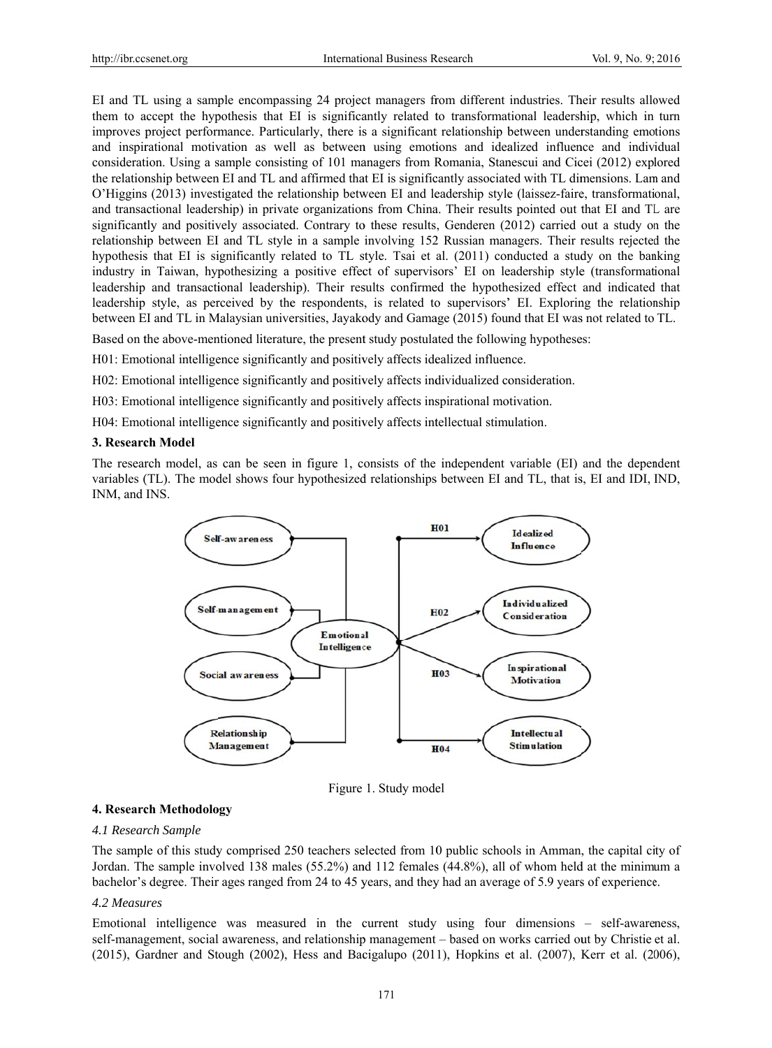EI and TL using a sample encompassing 24 project managers from different industries. Their results allowed them to accept the hypothesis that EI is significantly related to transformational leadership, which in turn improves project performance. Particularly, there is a significant relationship between understanding emotions and inspirational motivation as well as between using emotions and idealized influence and individual consideration. Using a sample consisting of 101 managers from Romania, Stanescui and Cicei (2012) explored the relationship between EI and TL and affirmed that EI is significantly associated with TL dimensions. Lam and O'Higgins (2013) investigated the relationship between EI and leadership style (laissez-faire, transformational, and transactional leadership) in private organizations from China. Their results pointed out that EI and TL are significantly and positively associated. Contrary to these results, Genderen (2012) carried out a study on the relationship between EI and TL style in a sample involving 152 Russian managers. Their results rejected the hypothesis that EI is significantly related to TL style. Tsai et al. (2011) conducted a study on the banking industry in Taiwan, hypothesizing a positive effect of supervisors' EI on leadership style (transformational leadership and transactional leadership). Their results confirmed the hypothesized effect and indicated that leadership style, as perceived by the respondents, is related to supervisors' EI. Exploring the relationship between EI and TL in Malaysian universities, Jayakody and Gamage (2015) found that EI was not related to TL.

Based on the above-mentioned literature, the present study postulated the following hypotheses:

H01: Emotional intelligence significantly and positively affects idealized influence.

H02: Emotional intelligence significantly and positively affects individualized consideration.

H03: Emotional intelligence significantly and positively affects inspirational motivation.

H04: Emotional intelligence significantly and positively affects intellectual stimulation.

## 3. Research Model

The research model, as can be seen in figure 1, consists of the independent variable (EI) and the dependent variables (TL). The model shows four hypothesized relationships between EI and TL, that is, EI and IDI, IND, INM, and INS.

Self-awareness | Self-management | Social awareness | Relationship Management → Emotional Intelligence → H01 Idealized Influence | H02 Individualized Consideration | H03 Inspirational Motivation | H04 Intellectual Stimulation

Figure 1. Study model

## 4. Research Methodology

### *4.1 Research Sample*

The sample of this study comprised 250 teachers selected from 10 public schools in Amman, the capital city of Jordan. The sample involved 138 males (55.2%) and 112 females (44.8%), all of whom held at the minimum a bachelor's degree. Their ages ranged from 24 to 45 years, and they had an average of 5.9 years of experience.

### *4.2 Measures*

Emotional intelligence was measured in the current study using four dimensions – self-awareness, self-management, social awareness, and relationship management – based on works carried out by Christie et al. (2015), Gardner and Stough (2002), Hess and Bacigalupo (2011), Hopkins et al. (2007), Kerr et al. (2006),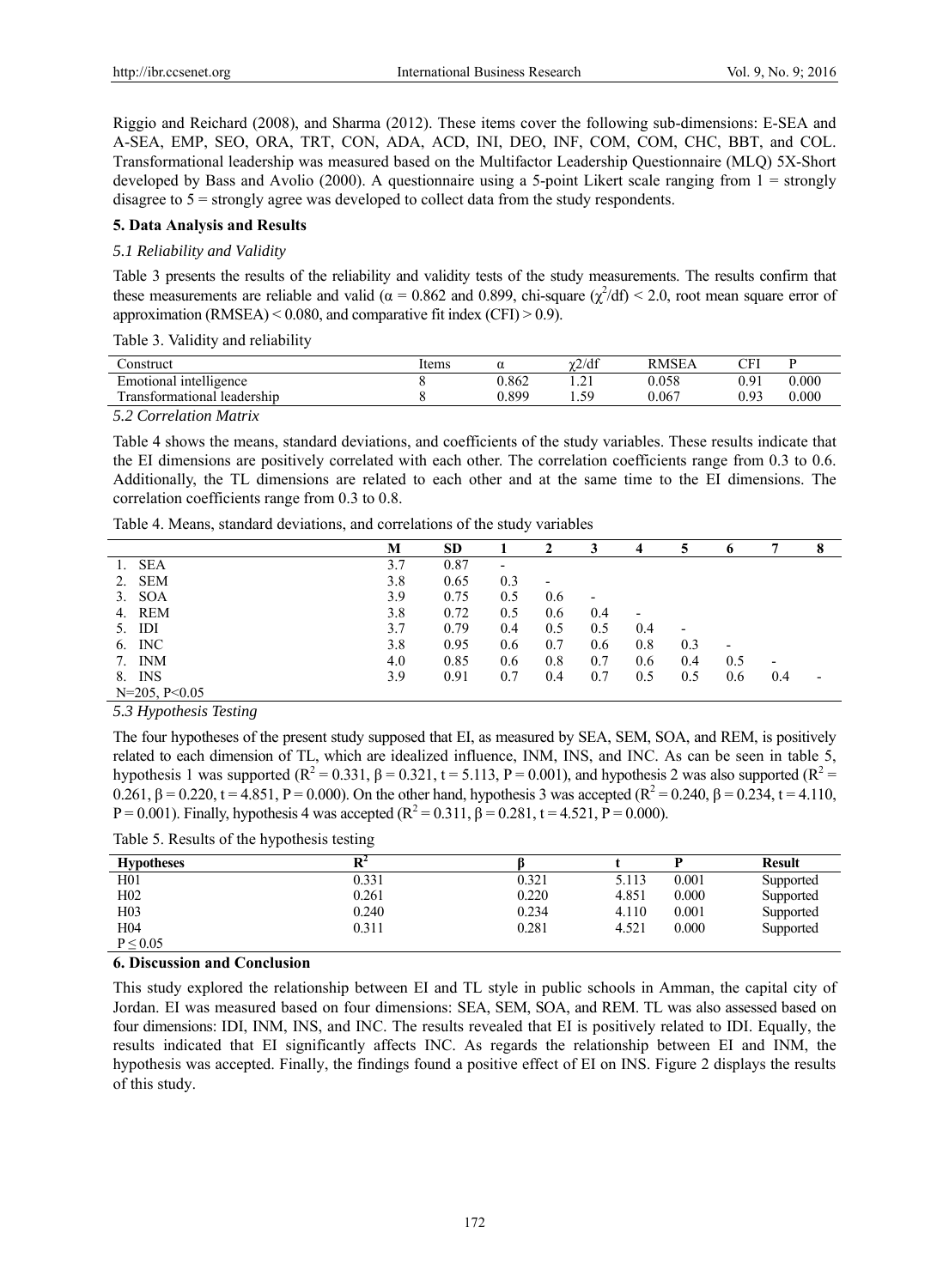Riggio and Reichard (2008), and Sharma (2012). These items cover the following sub-dimensions: E-SEA and A-SEA, EMP, SEO, ORA, TRT, CON, ADA, ACD, INI, DEO, INF, COM, COM, CHC, BBT, and COL. Transformational leadership was measured based on the Multifactor Leadership Questionnaire (MLQ) 5X-Short developed by Bass and Avolio (2000). A questionnaire using a 5-point Likert scale ranging from 1 = strongly disagree to 5 = strongly agree was developed to collect data from the study respondents.

## 5. Data Analysis and Results

### *5.1 Reliability and Validity*

Table 3 presents the results of the reliability and validity tests of the study measurements. The results confirm that these measurements are reliable and valid ($\alpha$ = 0.862 and 0.899, chi-square ($\chi^2$/df) < 2.0, root mean square error of approximation (RMSEA) < 0.080, and comparative fit index (CFI) > 0.9).

Table 3. Validity and reliability

| Construct | Items | $\alpha$ | $\chi$2/df | RMSEA | CFI | P |
|---|---|---|---|---|---|---|
| Emotional intelligence | 8 | 0.862 | 1.21 | 0.058 | 0.91 | 0.000 |
| Transformational leadership | 8 | 0.899 | 1.59 | 0.067 | 0.93 | 0.000 |

### *5.2 Correlation Matrix*

Table 4 shows the means, standard deviations, and coefficients of the study variables. These results indicate that the EI dimensions are positively correlated with each other. The correlation coefficients range from 0.3 to 0.6. Additionally, the TL dimensions are related to each other and at the same time to the EI dimensions. The correlation coefficients range from 0.3 to 0.8.

Table 4. Means, standard deviations, and correlations of the study variables

| | M | SD | 1 | 2 | 3 | 4 | 5 | 6 | 7 | 8 |
|---|---|---|---|---|---|---|---|---|---|---|
| 1. SEA | 3.7 | 0.87 | - | | | | | | | |
| 2. SEM | 3.8 | 0.65 | 0.3 | - | | | | | | |
| 3. SOA | 3.9 | 0.75 | 0.5 | 0.6 | - | | | | | |
| 4. REM | 3.8 | 0.72 | 0.5 | 0.6 | 0.4 | - | | | | |
| 5. IDI | 3.7 | 0.79 | 0.4 | 0.5 | 0.5 | 0.4 | - | | | |
| 6. INC | 3.8 | 0.95 | 0.6 | 0.7 | 0.6 | 0.8 | 0.3 | - | | |
| 7. INM | 4.0 | 0.85 | 0.6 | 0.8 | 0.7 | 0.6 | 0.4 | 0.5 | - | |
| 8. INS | 3.9 | 0.91 | 0.7 | 0.4 | 0.7 | 0.5 | 0.5 | 0.6 | 0.4 | - |
| N=205, P<0.05 | | | | | | | | | | |

### *5.3 Hypothesis Testing*

The four hypotheses of the present study supposed that EI, as measured by SEA, SEM, SOA, and REM, is positively related to each dimension of TL, which are idealized influence, INM, INS, and INC. As can be seen in table 5, hypothesis 1 was supported ($R^2$ = 0.331, $\beta$ = 0.321, t = 5.113, P = 0.001), and hypothesis 2 was also supported ($R^2$ = 0.261, $\beta$ = 0.220, t = 4.851, P = 0.000). On the other hand, hypothesis 3 was accepted ($R^2$ = 0.240, $\beta$ = 0.234, t = 4.110, P = 0.001). Finally, hypothesis 4 was accepted ($R^2$ = 0.311, $\beta$ = 0.281, t = 4.521, P = 0.000).

Table 5. Results of the hypothesis testing

| Hypotheses | $R^2$ | $\beta$ | t | P | Result |
|---|---|---|---|---|---|
| H01 | 0.331 | 0.321 | 5.113 | 0.001 | Supported |
| H02 | 0.261 | 0.220 | 4.851 | 0.000 | Supported |
| H03 | 0.240 | 0.234 | 4.110 | 0.001 | Supported |
| H04 | 0.311 | 0.281 | 4.521 | 0.000 | Supported |
| $P \leq 0.05$ | | | | | |

## 6. Discussion and Conclusion

This study explored the relationship between EI and TL style in public schools in Amman, the capital city of Jordan. EI was measured based on four dimensions: SEA, SEM, SOA, and REM. TL was also assessed based on four dimensions: IDI, INM, INS, and INC. The results revealed that EI is positively related to IDI. Equally, the results indicated that EI significantly affects INC. As regards the relationship between EI and INM, the hypothesis was accepted. Finally, the findings found a positive effect of EI on INS. Figure 2 displays the results of this study.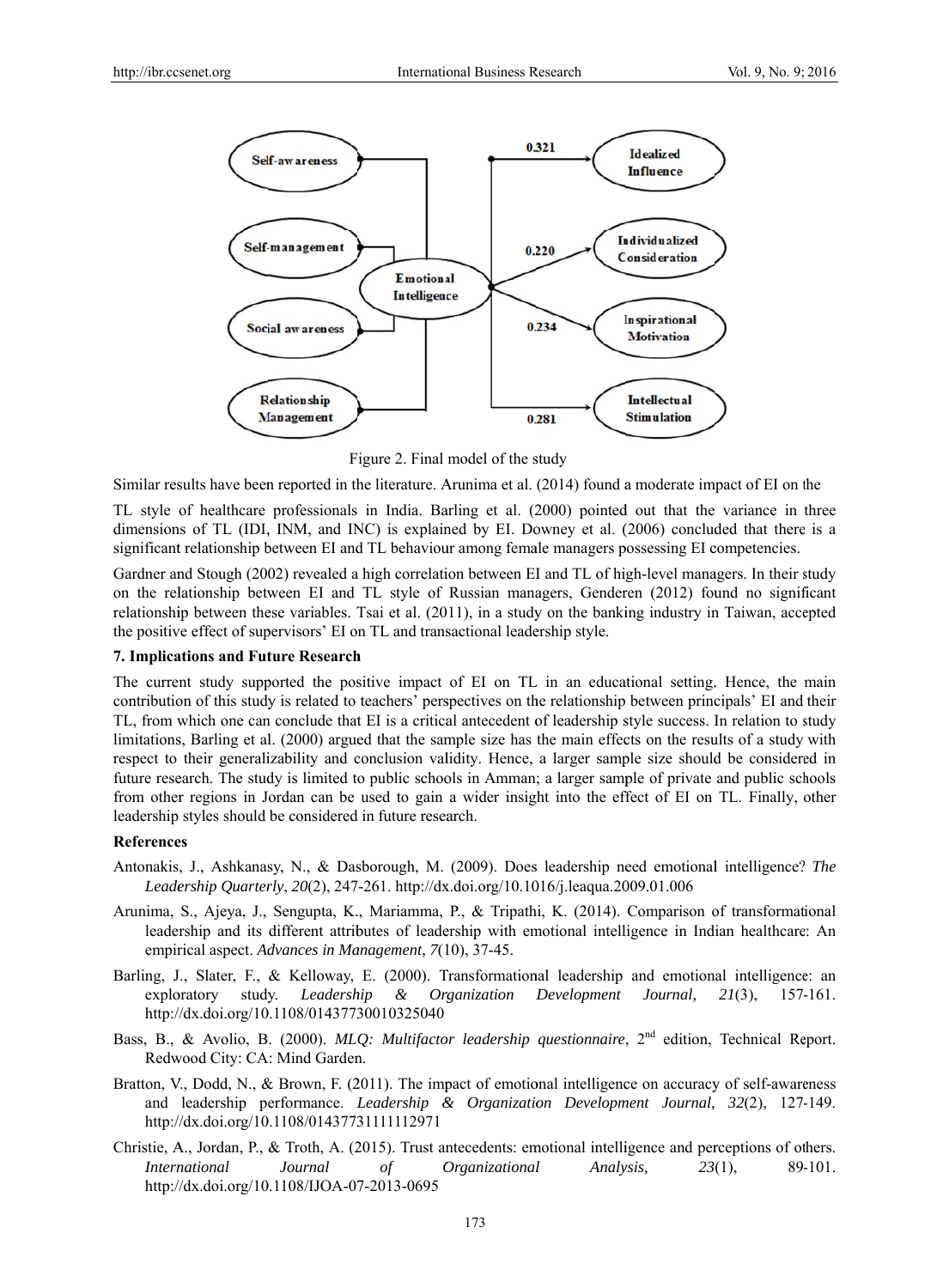Figure 2. Final model of the study

Similar results have been reported in the literature. Arunima et al. (2014) found a moderate impact of EI on the TL style of healthcare professionals in India. Barling et al. (2000) pointed out that the variance in three dimensions of TL (IDI, INM, and INC) is explained by EI. Downey et al. (2006) concluded that there is a significant relationship between EI and TL behaviour among female managers possessing EI competencies.

Gardner and Stough (2002) revealed a high correlation between EI and TL of high-level managers. In their study on the relationship between EI and TL style of Russian managers, Genderen (2012) found no significant relationship between these variables. Tsai et al. (2011), in a study on the banking industry in Taiwan, accepted the positive effect of supervisors' EI on TL and transactional leadership style.

## 7. Implications and Future Research

The current study supported the positive impact of EI on TL in an educational setting. Hence, the main contribution of this study is related to teachers' perspectives on the relationship between principals' EI and their TL, from which one can conclude that EI is a critical antecedent of leadership style success. In relation to study limitations, Barling et al. (2000) argued that the sample size has the main effects on the results of a study with respect to their generalizability and conclusion validity. Hence, a larger sample size should be considered in future research. The study is limited to public schools in Amman; a larger sample of private and public schools from other regions in Jordan can be used to gain a wider insight into the effect of EI on TL. Finally, other leadership styles should be considered in future research.

## References

Antonakis, J., Ashkanasy, N., & Dasborough, M. (2009). Does leadership need emotional intelligence? *The Leadership Quarterly*, *20*(2), 247-261. http://dx.doi.org/10.1016/j.leaqua.2009.01.006

Arunima, S., Ajeya, J., Sengupta, K., Mariamma, P., & Tripathi, K. (2014). Comparison of transformational leadership and its different attributes of leadership with emotional intelligence in Indian healthcare: An empirical aspect. *Advances in Management, 7*(10), 37-45.

Barling, J., Slater, F., & Kelloway, E. (2000). Transformational leadership and emotional intelligence: an exploratory study. *Leadership & Organization Development Journal, 21*(3), 157-161. http://dx.doi.org/10.1108/01437730010325040

Bass, B., & Avolio, B. (2000). *MLQ: Multifactor leadership questionnaire*, 2nd edition, Technical Report. Redwood City: CA: Mind Garden.

Bratton, V., Dodd, N., & Brown, F. (2011). The impact of emotional intelligence on accuracy of self-awareness and leadership performance. *Leadership & Organization Development Journal, 32*(2), 127-149. http://dx.doi.org/10.1108/01437731111112971

Christie, A., Jordan, P., & Troth, A. (2015). Trust antecedents: emotional intelligence and perceptions of others. *International Journal of Organizational Analysis, 23*(1), 89-101. http://dx.doi.org/10.1108/IJOA-07-2013-0695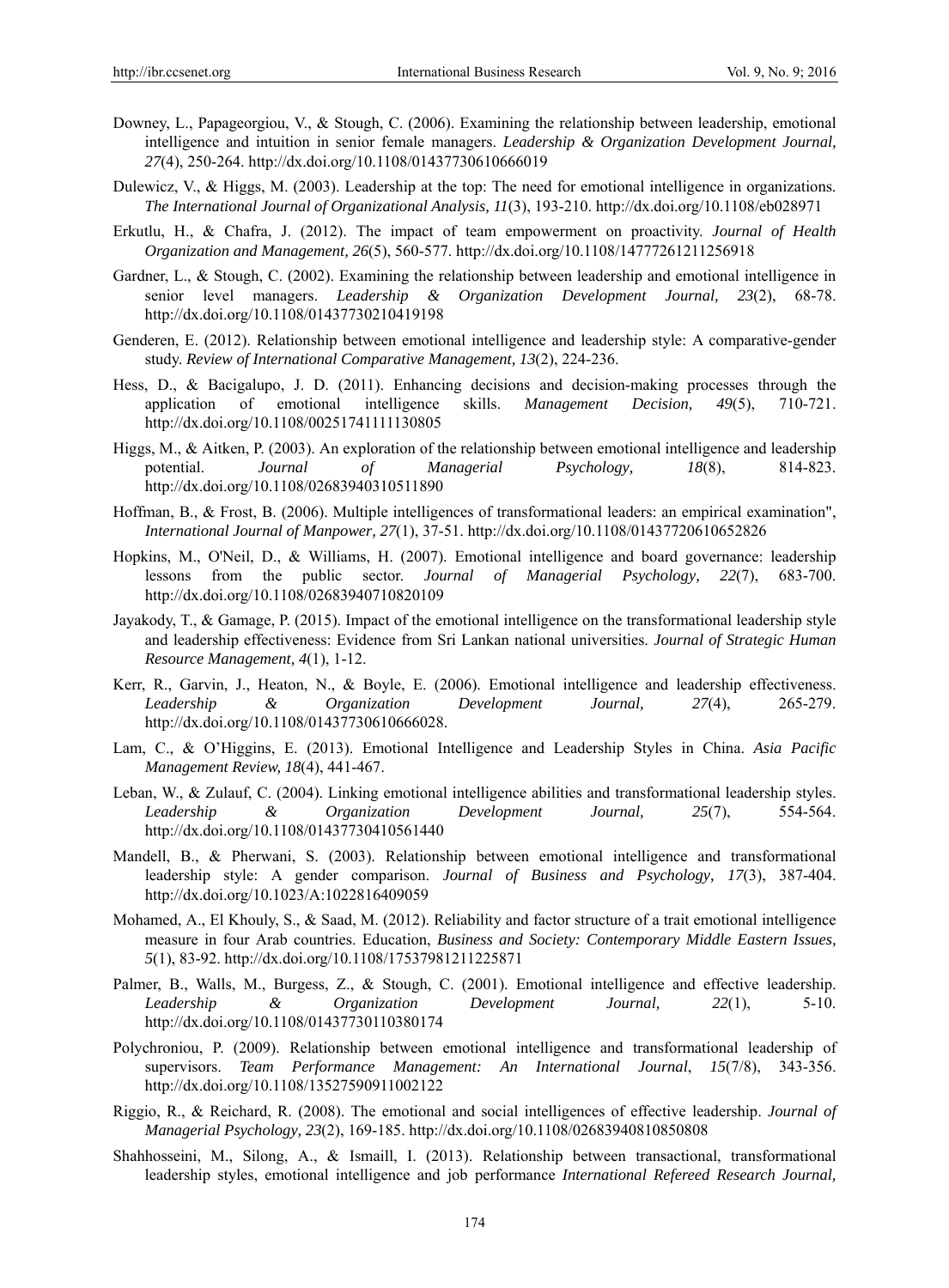Downey, L., Papageorgiou, V., & Stough, C. (2006). Examining the relationship between leadership, emotional intelligence and intuition in senior female managers. *Leadership & Organization Development Journal, 27*(4), 250-264. http://dx.doi.org/10.1108/01437730610666019

Dulewicz, V., & Higgs, M. (2003). Leadership at the top: The need for emotional intelligence in organizations. *The International Journal of Organizational Analysis, 11*(3), 193-210. http://dx.doi.org/10.1108/eb028971

Erkutlu, H., & Chafra, J. (2012). The impact of team empowerment on proactivity. *Journal of Health Organization and Management, 26*(5), 560-577. http://dx.doi.org/10.1108/14777261211256918

Gardner, L., & Stough, C. (2002). Examining the relationship between leadership and emotional intelligence in senior level managers. *Leadership & Organization Development Journal, 23*(2), 68-78. http://dx.doi.org/10.1108/01437730210419198

Genderen, E. (2012). Relationship between emotional intelligence and leadership style: A comparative-gender study. *Review of International Comparative Management, 13*(2), 224-236.

Hess, D., & Bacigalupo, J. D. (2011). Enhancing decisions and decision-making processes through the application of emotional intelligence skills. *Management Decision, 49*(5), 710-721. http://dx.doi.org/10.1108/00251741111130805

Higgs, M., & Aitken, P. (2003). An exploration of the relationship between emotional intelligence and leadership potential. *Journal of Managerial Psychology, 18*(8), 814-823. http://dx.doi.org/10.1108/02683940310511890

Hoffman, B., & Frost, B. (2006). Multiple intelligences of transformational leaders: an empirical examination", *International Journal of Manpower, 27*(1), 37-51. http://dx.doi.org/10.1108/01437720610652826

Hopkins, M., O'Neil, D., & Williams, H. (2007). Emotional intelligence and board governance: leadership lessons from the public sector. *Journal of Managerial Psychology, 22*(7), 683-700. http://dx.doi.org/10.1108/02683940710820109

Jayakody, T., & Gamage, P. (2015). Impact of the emotional intelligence on the transformational leadership style and leadership effectiveness: Evidence from Sri Lankan national universities. *Journal of Strategic Human Resource Management, 4*(1), 1-12.

Kerr, R., Garvin, J., Heaton, N., & Boyle, E. (2006). Emotional intelligence and leadership effectiveness. *Leadership & Organization Development Journal, 27*(4), 265-279. http://dx.doi.org/10.1108/01437730610666028.

Lam, C., & O'Higgins, E. (2013). Emotional Intelligence and Leadership Styles in China. *Asia Pacific Management Review, 18*(4), 441-467.

Leban, W., & Zulauf, C. (2004). Linking emotional intelligence abilities and transformational leadership styles. *Leadership & Organization Development Journal, 25*(7), 554-564. http://dx.doi.org/10.1108/01437730410561440

Mandell, B., & Pherwani, S. (2003). Relationship between emotional intelligence and transformational leadership style: A gender comparison. *Journal of Business and Psychology, 17*(3), 387-404. http://dx.doi.org/10.1023/A:1022816409059

Mohamed, A., El Khouly, S., & Saad, M. (2012). Reliability and factor structure of a trait emotional intelligence measure in four Arab countries. Education, *Business and Society: Contemporary Middle Eastern Issues, 5*(1), 83-92. http://dx.doi.org/10.1108/17537981211225871

Palmer, B., Walls, M., Burgess, Z., & Stough, C. (2001). Emotional intelligence and effective leadership. *Leadership & Organization Development Journal, 22*(1), 5-10. http://dx.doi.org/10.1108/01437730110380174

Polychroniou, P. (2009). Relationship between emotional intelligence and transformational leadership of supervisors. *Team Performance Management: An International Journal*, *15*(7/8), 343-356. http://dx.doi.org/10.1108/13527590911002122

Riggio, R., & Reichard, R. (2008). The emotional and social intelligences of effective leadership. *Journal of Managerial Psychology, 23*(2), 169-185. http://dx.doi.org/10.1108/02683940810850808

Shahhosseini, M., Silong, A., & Ismaill, I. (2013). Relationship between transactional, transformational leadership styles, emotional intelligence and job performance *International Refereed Research Journal,*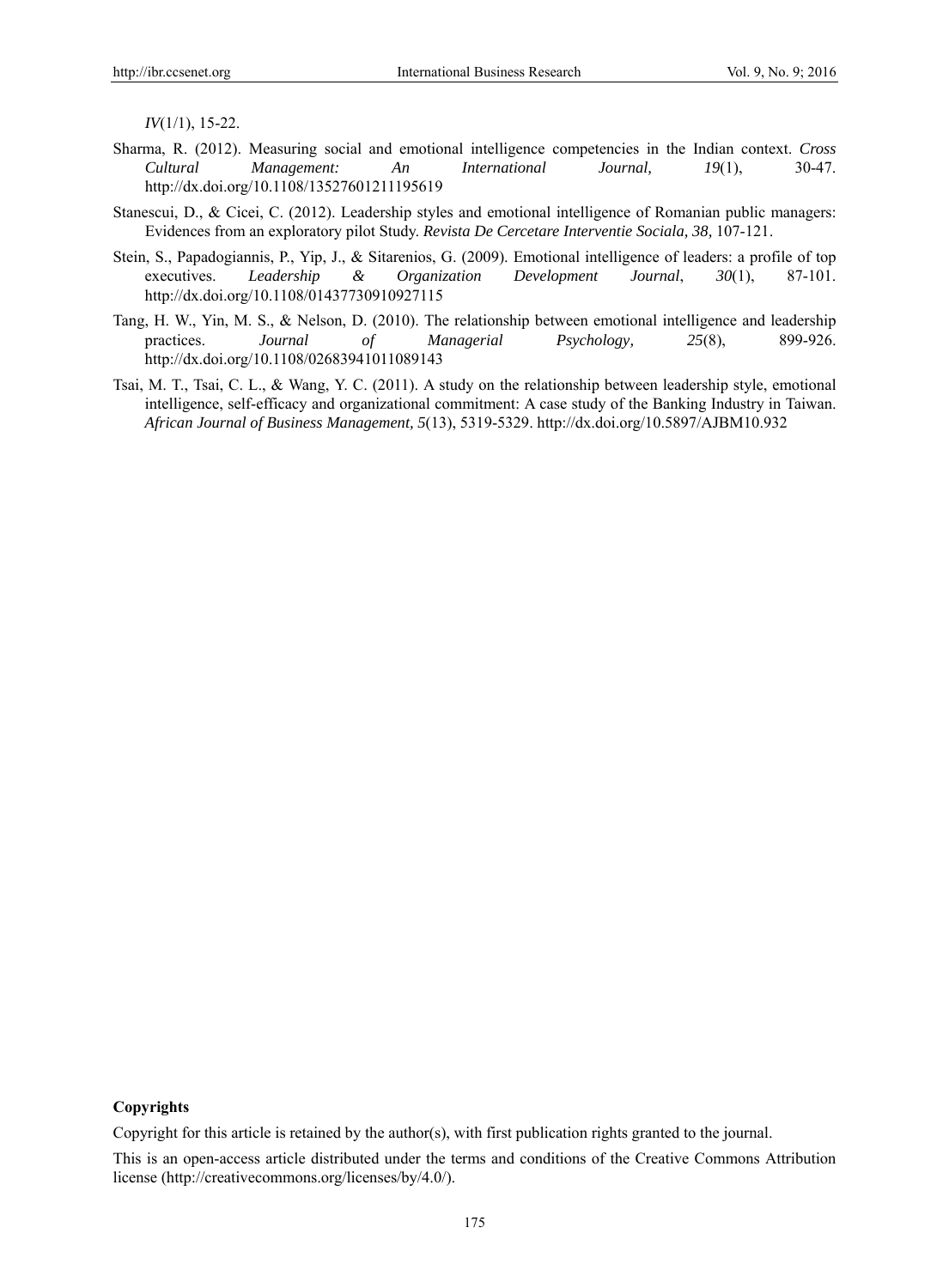*IV*(1/1), 15-22.

Sharma, R. (2012). Measuring social and emotional intelligence competencies in the Indian context. *Cross Cultural Management: An International Journal, 19*(1), 30-47. http://dx.doi.org/10.1108/13527601211195619

Stanescui, D., & Cicei, C. (2012). Leadership styles and emotional intelligence of Romanian public managers: Evidences from an exploratory pilot Study. *Revista De Cercetare Interventie Sociala, 38,* 107-121.

Stein, S., Papadogiannis, P., Yip, J., & Sitarenios, G. (2009). Emotional intelligence of leaders: a profile of top executives. *Leadership & Organization Development Journal*, *30*(1), 87-101. http://dx.doi.org/10.1108/01437730910927115

Tang, H. W., Yin, M. S., & Nelson, D. (2010). The relationship between emotional intelligence and leadership practices. *Journal of Managerial Psychology, 25*(8), 899-926. http://dx.doi.org/10.1108/02683941011089143

Tsai, M. T., Tsai, C. L., & Wang, Y. C. (2011). A study on the relationship between leadership style, emotional intelligence, self-efficacy and organizational commitment: A case study of the Banking Industry in Taiwan. *African Journal of Business Management, 5*(13), 5319-5329. http://dx.doi.org/10.5897/AJBM10.932

**Copyrights**

Copyright for this article is retained by the author(s), with first publication rights granted to the journal.

This is an open-access article distributed under the terms and conditions of the Creative Commons Attribution license (http://creativecommons.org/licenses/by/4.0/).